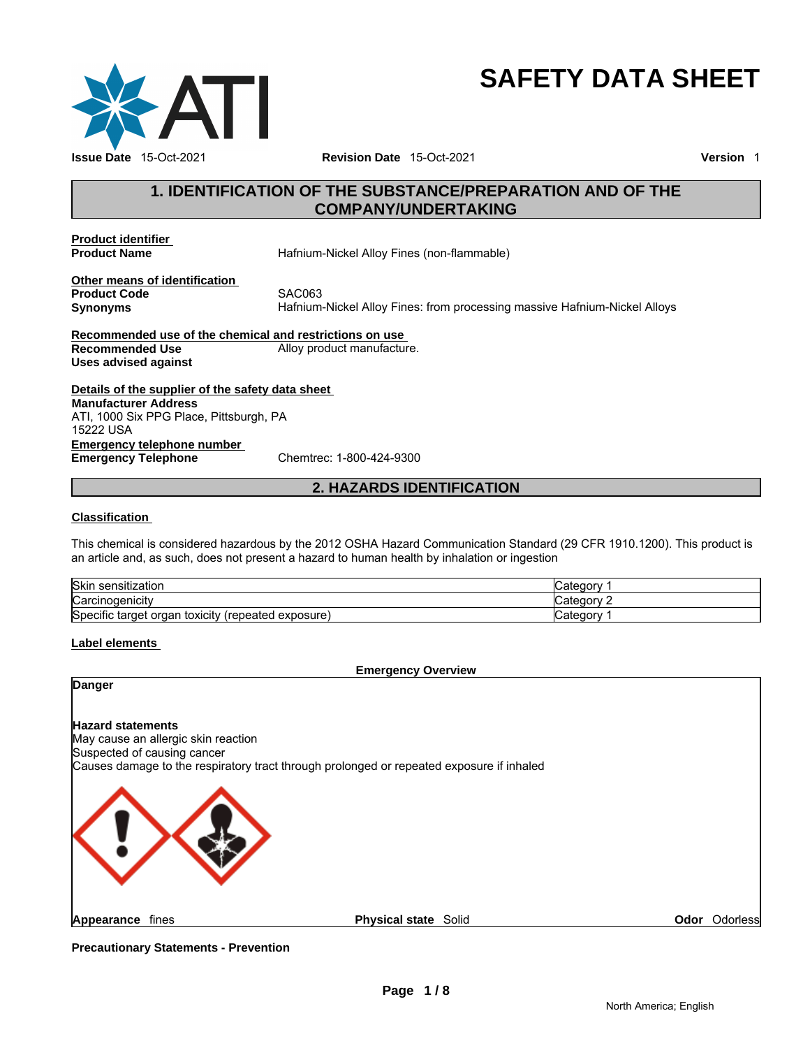# SAFETY DATA SHEET

**Issue Date** 15-Oct-2021 **Revision Date** 15-Oct-2021 **Version** 1

## 1. IDENTIFICATION OF THE SUBSTANCE/PREPARATION AND OF THE COMPANY/UNDERTAKING

**Product identifier**

**Product Name** Hafnium-Nickel Alloy Fines (non-flammable)

**Other means of identification**

**Product Code** SAC063

**Synonyms** Hafnium-Nickel Alloy Fines: from processing massive Hafnium-Nickel Alloys

**Recommended use of the chemical and restrictions on use**

**Recommended Use** Alloy product manufacture.

**Uses advised against**

**Details of the supplier of the safety data sheet**

**Manufacturer Address**
ATI, 1000 Six PPG Place, Pittsburgh, PA
15222 USA

**Emergency telephone number**

**Emergency Telephone** Chemtrec: 1-800-424-9300

## 2. HAZARDS IDENTIFICATION

**Classification**

This chemical is considered hazardous by the 2012 OSHA Hazard Communication Standard (29 CFR 1910.1200). This product is an article and, as such, does not present a hazard to human health by inhalation or ingestion

| Hazard | Category |
|---|---|
| Skin sensitization | Category 1 |
| Carcinogenicity | Category 2 |
| Specific target organ toxicity (repeated exposure) | Category 1 |

**Label elements**

**Emergency Overview**

**Danger**

**Hazard statements**
May cause an allergic skin reaction
Suspected of causing cancer
Causes damage to the respiratory tract through prolonged or repeated exposure if inhaled

**Appearance** fines **Physical state** Solid **Odor** Odorless

**Precautionary Statements - Prevention**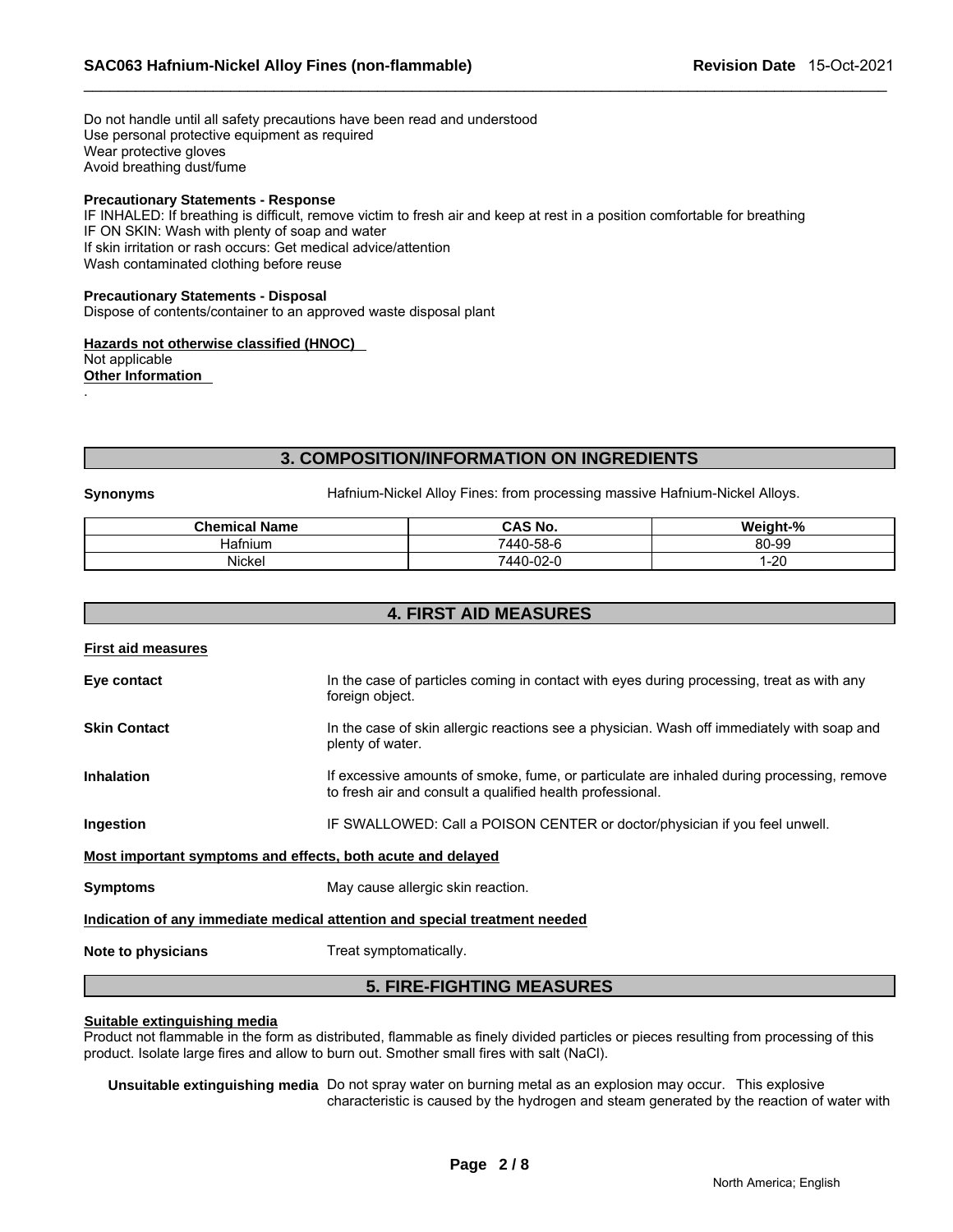Do not handle until all safety precautions have been read and understood
Use personal protective equipment as required
Wear protective gloves
Avoid breathing dust/fume

**Precautionary Statements - Response**
IF INHALED: If breathing is difficult, remove victim to fresh air and keep at rest in a position comfortable for breathing
IF ON SKIN: Wash with plenty of soap and water
If skin irritation or rash occurs: Get medical advice/attention
Wash contaminated clothing before reuse

**Precautionary Statements - Disposal**
Dispose of contents/container to an approved waste disposal plant

**Hazards not otherwise classified (HNOC)**
Not applicable
**Other Information**
.

## 3. COMPOSITION/INFORMATION ON INGREDIENTS

**Synonyms** Hafnium-Nickel Alloy Fines: from processing massive Hafnium-Nickel Alloys.

| Chemical Name | CAS No. | Weight-% |
|---|---|---|
| Hafnium | 7440-58-6 | 80-99 |
| Nickel | 7440-02-0 | 1-20 |

## 4. FIRST AID MEASURES

**First aid measures**

**Eye contact** In the case of particles coming in contact with eyes during processing, treat as with any foreign object.

**Skin Contact** In the case of skin allergic reactions see a physician. Wash off immediately with soap and plenty of water.

**Inhalation** If excessive amounts of smoke, fume, or particulate are inhaled during processing, remove to fresh air and consult a qualified health professional.

**Ingestion** IF SWALLOWED: Call a POISON CENTER or doctor/physician if you feel unwell.

**Most important symptoms and effects, both acute and delayed**

**Symptoms** May cause allergic skin reaction.

**Indication of any immediate medical attention and special treatment needed**

**Note to physicians** Treat symptomatically.

## 5. FIRE-FIGHTING MEASURES

**Suitable extinguishing media**
Product not flammable in the form as distributed, flammable as finely divided particles or pieces resulting from processing of this product. Isolate large fires and allow to burn out. Smother small fires with salt (NaCl).

**Unsuitable extinguishing media** Do not spray water on burning metal as an explosion may occur. This explosive characteristic is caused by the hydrogen and steam generated by the reaction of water with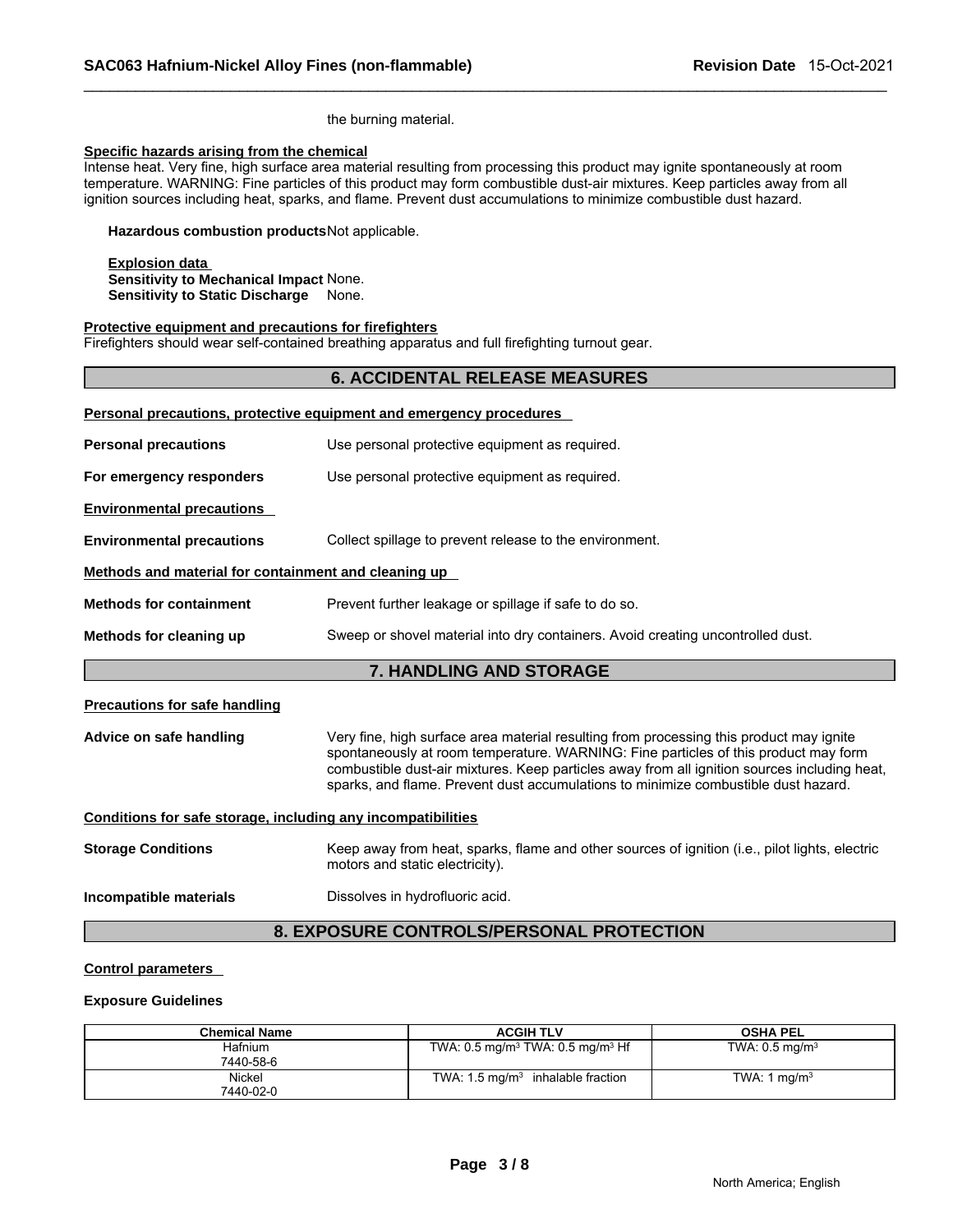the burning material.

**Specific hazards arising from the chemical**

Intense heat. Very fine, high surface area material resulting from processing this product may ignite spontaneously at room temperature. WARNING: Fine particles of this product may form combustible dust-air mixtures. Keep particles away from all ignition sources including heat, sparks, and flame. Prevent dust accumulations to minimize combustible dust hazard.

**Hazardous combustion products** Not applicable.

**Explosion data**

**Sensitivity to Mechanical Impact** None.

**Sensitivity to Static Discharge** None.

**Protective equipment and precautions for firefighters**

Firefighters should wear self-contained breathing apparatus and full firefighting turnout gear.

## 6. ACCIDENTAL RELEASE MEASURES

**Personal precautions, protective equipment and emergency procedures**

**Personal precautions** Use personal protective equipment as required.

**For emergency responders** Use personal protective equipment as required.

**Environmental precautions**

**Environmental precautions** Collect spillage to prevent release to the environment.

**Methods and material for containment and cleaning up**

**Methods for containment** Prevent further leakage or spillage if safe to do so.

**Methods for cleaning up** Sweep or shovel material into dry containers. Avoid creating uncontrolled dust.

## 7. HANDLING AND STORAGE

**Precautions for safe handling**

**Advice on safe handling** Very fine, high surface area material resulting from processing this product may ignite spontaneously at room temperature. WARNING: Fine particles of this product may form combustible dust-air mixtures. Keep particles away from all ignition sources including heat, sparks, and flame. Prevent dust accumulations to minimize combustible dust hazard.

**Conditions for safe storage, including any incompatibilities**

**Storage Conditions** Keep away from heat, sparks, flame and other sources of ignition (i.e., pilot lights, electric motors and static electricity).

**Incompatible materials** Dissolves in hydrofluoric acid.

## 8. EXPOSURE CONTROLS/PERSONAL PROTECTION

**Control parameters**

**Exposure Guidelines**

| Chemical Name | ACGIH TLV | OSHA PEL |
|---|---|---|
| Hafnium 7440-58-6 | TWA: 0.5 mg/m$^3$ TWA: 0.5 mg/m$^3$ Hf | TWA: 0.5 mg/m$^3$ |
| Nickel 7440-02-0 | TWA: 1.5 mg/m$^3$ inhalable fraction | TWA: 1 mg/m$^3$ |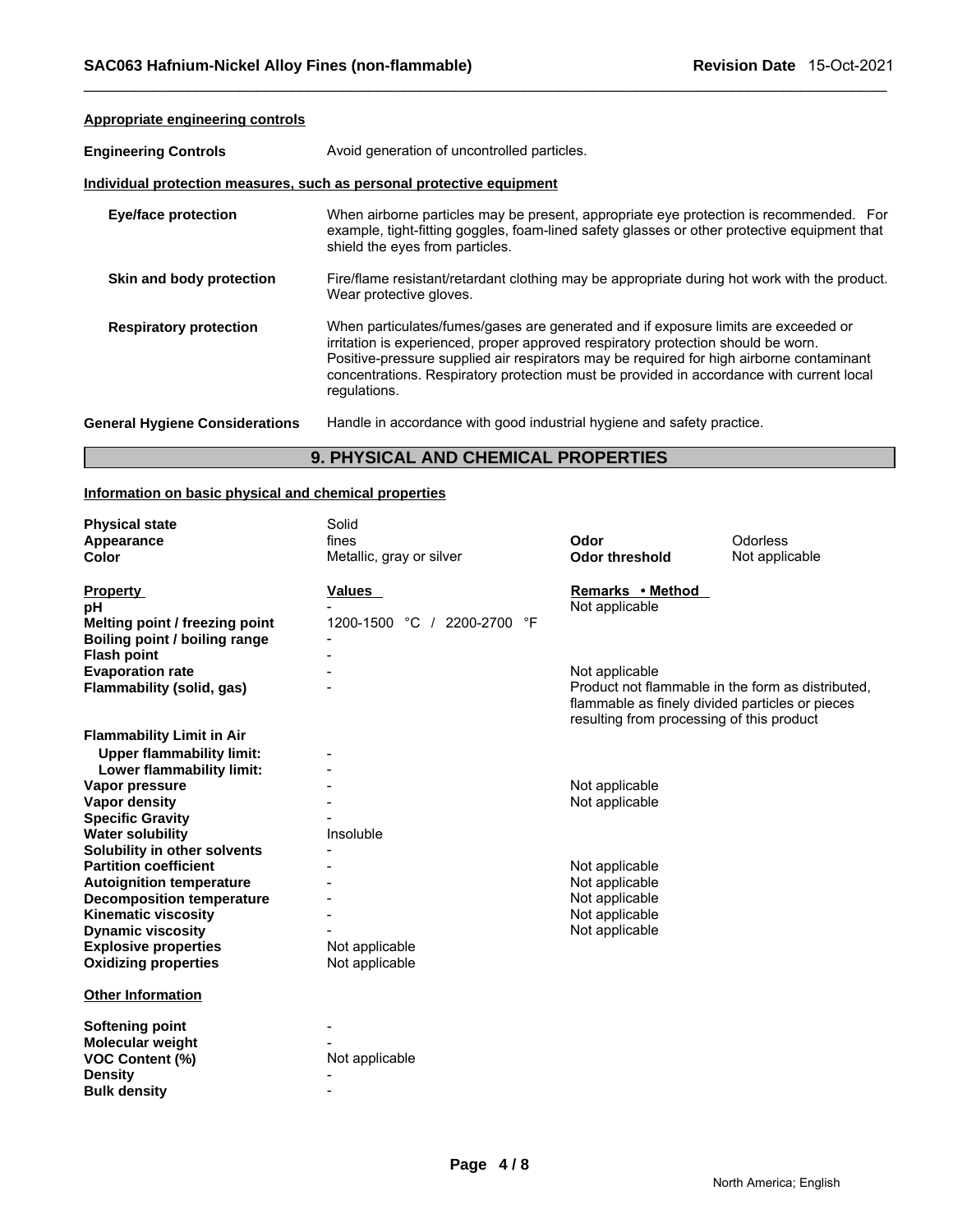#### Appropriate engineering controls

**Engineering Controls** Avoid generation of uncontrolled particles.

#### Individual protection measures, such as personal protective equipment

**Eye/face protection** When airborne particles may be present, appropriate eye protection is recommended. For example, tight-fitting goggles, foam-lined safety glasses or other protective equipment that shield the eyes from particles.

**Skin and body protection** Fire/flame resistant/retardant clothing may be appropriate during hot work with the product. Wear protective gloves.

**Respiratory protection** When particulates/fumes/gases are generated and if exposure limits are exceeded or irritation is experienced, proper approved respiratory protection should be worn. Positive-pressure supplied air respirators may be required for high airborne contaminant concentrations. Respiratory protection must be provided in accordance with current local regulations.

**General Hygiene Considerations** Handle in accordance with good industrial hygiene and safety practice.

## 9. PHYSICAL AND CHEMICAL PROPERTIES

#### Information on basic physical and chemical properties

| | | | |
|---|---|---|---|
| **Physical state** | Solid | | |
| **Appearance** | fines | **Odor** | Odorless |
| **Color** | Metallic, gray or silver | **Odor threshold** | Not applicable |

| Property | Values | Remarks • Method |
|---|---|---|
| **pH** | - | Not applicable |
| **Melting point / freezing point** | 1200-1500 °C / 2200-2700 °F | |
| **Boiling point / boiling range** | - | |
| **Flash point** | - | |
| **Evaporation rate** | - | Not applicable |
| **Flammability (solid, gas)** | - | Product not flammable in the form as distributed, flammable as finely divided particles or pieces resulting from processing of this product |
| **Flammability Limit in Air** | | |
| **Upper flammability limit:** | - | |
| **Lower flammability limit:** | - | |
| **Vapor pressure** | - | Not applicable |
| **Vapor density** | - | Not applicable |
| **Specific Gravity** | - | |
| **Water solubility** | Insoluble | |
| **Solubility in other solvents** | - | |
| **Partition coefficient** | - | Not applicable |
| **Autoignition temperature** | - | Not applicable |
| **Decomposition temperature** | - | Not applicable |
| **Kinematic viscosity** | - | Not applicable |
| **Dynamic viscosity** | - | Not applicable |
| **Explosive properties** | Not applicable | |
| **Oxidizing properties** | Not applicable | |

#### Other Information

| | |
|---|---|
| **Softening point** | - |
| **Molecular weight** | - |
| **VOC Content (%)** | Not applicable |
| **Density** | - |
| **Bulk density** | - |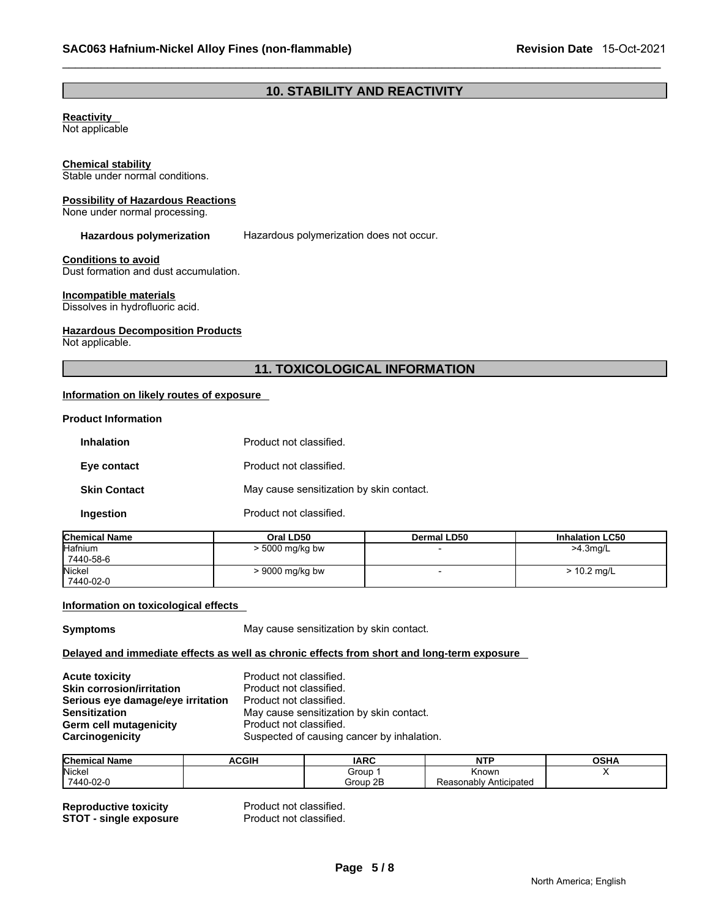## 10. STABILITY AND REACTIVITY

**Reactivity**
Not applicable

**Chemical stability**
Stable under normal conditions.

**Possibility of Hazardous Reactions**
None under normal processing.

**Hazardous polymerization** Hazardous polymerization does not occur.

**Conditions to avoid**
Dust formation and dust accumulation.

**Incompatible materials**
Dissolves in hydrofluoric acid.

**Hazardous Decomposition Products**
Not applicable.

## 11. TOXICOLOGICAL INFORMATION

**Information on likely routes of exposure**

**Product Information**

**Inhalation** Product not classified.

**Eye contact** Product not classified.

**Skin Contact** May cause sensitization by skin contact.

**Ingestion** Product not classified.

| Chemical Name | Oral LD50 | Dermal LD50 | Inhalation LC50 |
|---|---|---|---|
| Hafnium<br>7440-58-6 | > 5000 mg/kg bw | - | >4.3mg/L |
| Nickel<br>7440-02-0 | > 9000 mg/kg bw | - | > 10.2 mg/L |

**Information on toxicological effects**

**Symptoms** May cause sensitization by skin contact.

**Delayed and immediate effects as well as chronic effects from short and long-term exposure**

**Acute toxicity** Product not classified.
**Skin corrosion/irritation** Product not classified.
**Serious eye damage/eye irritation** Product not classified.
**Sensitization** May cause sensitization by skin contact.
**Germ cell mutagenicity** Product not classified.
**Carcinogenicity** Suspected of causing cancer by inhalation.

| Chemical Name | ACGIH | IARC | NTP | OSHA |
|---|---|---|---|---|
| Nickel<br>7440-02-0 | | Group 1<br>Group 2B | Known<br>Reasonably Anticipated | X |

**Reproductive toxicity** Product not classified.
**STOT - single exposure** Product not classified.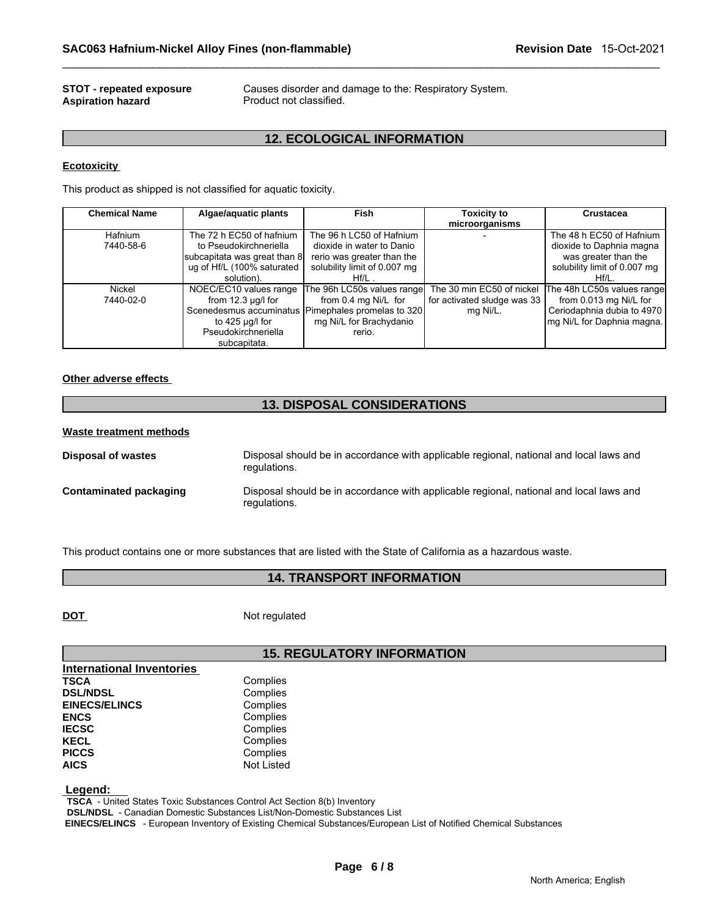**STOT - repeated exposure** Causes disorder and damage to the: Respiratory System.
**Aspiration hazard** Product not classified.

## 12. ECOLOGICAL INFORMATION

**Ecotoxicity**

This product as shipped is not classified for aquatic toxicity.

| Chemical Name | Algae/aquatic plants | Fish | Toxicity to microorganisms | Crustacea |
|---|---|---|---|---|
| Hafnium 7440-58-6 | The 72 h EC50 of hafnium to Pseudokirchneriella subcapitata was great than 8 ug of Hf/L (100% saturated solution). | The 96 h LC50 of Hafnium dioxide in water to Danio rerio was greater than the solubility limit of 0.007 mg Hf/L . | - | The 48 h EC50 of Hafnium dioxide to Daphnia magna was greater than the solubility limit of 0.007 mg Hf/L. |
| Nickel 7440-02-0 | NOEC/EC10 values range from 12.3 µg/l for Scenedesmus accuminatus to 425 µg/l for Pseudokirchneriella subcapitata. | The 96h LC50s values range from 0.4 mg Ni/L for Pimephales promelas to 320 mg Ni/L for Brachydanio rerio. | The 30 min EC50 of nickel for activated sludge was 33 mg Ni/L. | The 48h LC50s values range from 0.013 mg Ni/L for Ceriodaphnia dubia to 4970 mg Ni/L for Daphnia magna. |

**Other adverse effects**

## 13. DISPOSAL CONSIDERATIONS

**Waste treatment methods**

**Disposal of wastes** Disposal should be in accordance with applicable regional, national and local laws and regulations.

**Contaminated packaging** Disposal should be in accordance with applicable regional, national and local laws and regulations.

This product contains one or more substances that are listed with the State of California as a hazardous waste.

## 14. TRANSPORT INFORMATION

**DOT** Not regulated

## 15. REGULATORY INFORMATION

**International Inventories**

| | |
|---|---|
| **TSCA** | Complies |
| **DSL/NDSL** | Complies |
| **EINECS/ELINCS** | Complies |
| **ENCS** | Complies |
| **IECSC** | Complies |
| **KECL** | Complies |
| **PICCS** | Complies |
| **AICS** | Not Listed |

**Legend:**
**TSCA** - United States Toxic Substances Control Act Section 8(b) Inventory
**DSL/NDSL** - Canadian Domestic Substances List/Non-Domestic Substances List
**EINECS/ELINCS** - European Inventory of Existing Chemical Substances/European List of Notified Chemical Substances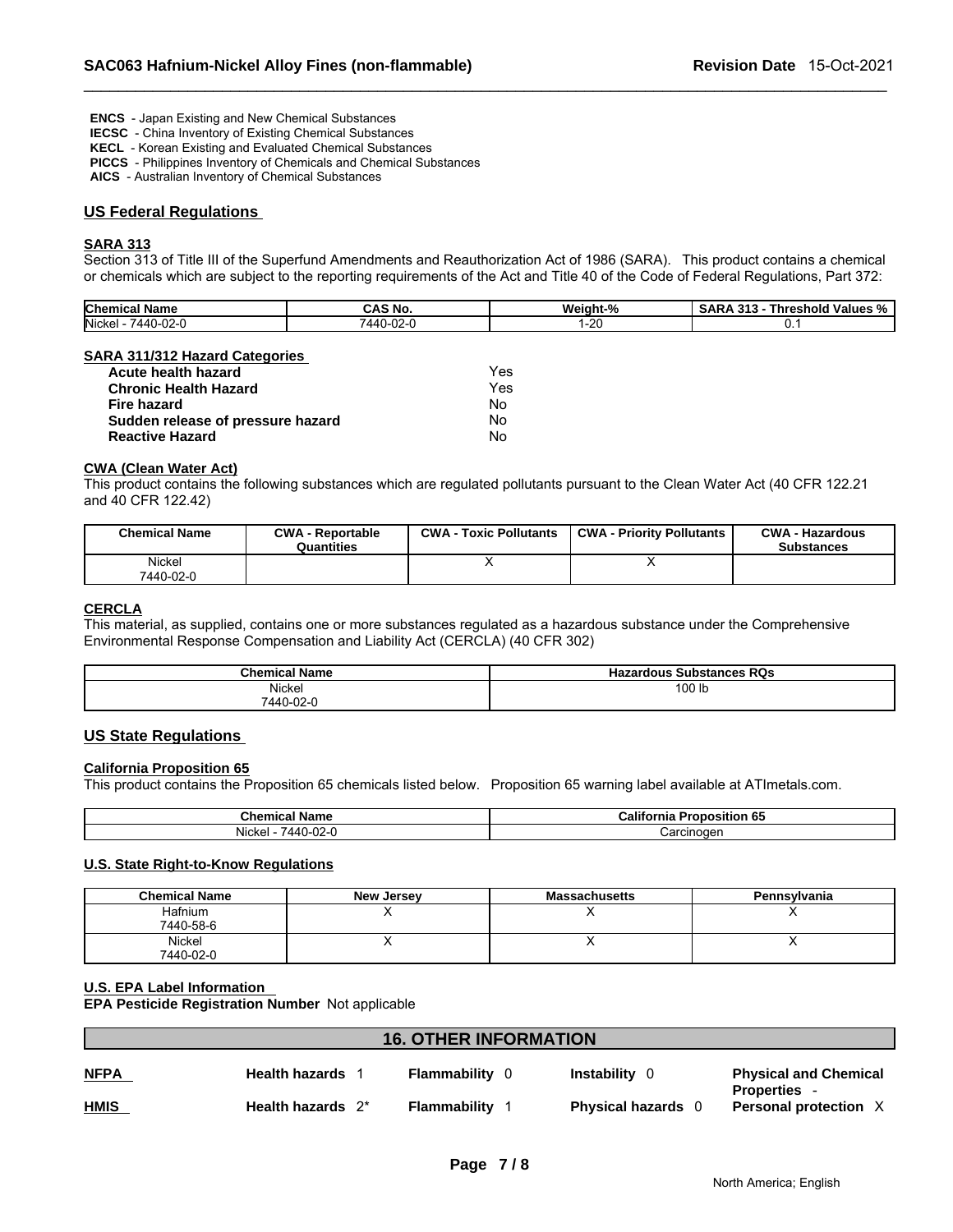**ENCS** - Japan Existing and New Chemical Substances
**IECSC** - China Inventory of Existing Chemical Substances
**KECL** - Korean Existing and Evaluated Chemical Substances
**PICCS** - Philippines Inventory of Chemicals and Chemical Substances
**AICS** - Australian Inventory of Chemical Substances

## US Federal Regulations

### SARA 313

Section 313 of Title III of the Superfund Amendments and Reauthorization Act of 1986 (SARA). This product contains a chemical or chemicals which are subject to the reporting requirements of the Act and Title 40 of the Code of Federal Regulations, Part 372:

| Chemical Name | CAS No. | Weight-% | SARA 313 - Threshold Values % |
|---|---|---|---|
| Nickel - 7440-02-0 | 7440-02-0 | 1-20 | 0.1 |

### SARA 311/312 Hazard Categories

| | |
|---|---|
| **Acute health hazard** | Yes |
| **Chronic Health Hazard** | Yes |
| **Fire hazard** | No |
| **Sudden release of pressure hazard** | No |
| **Reactive Hazard** | No |

### CWA (Clean Water Act)

This product contains the following substances which are regulated pollutants pursuant to the Clean Water Act (40 CFR 122.21 and 40 CFR 122.42)

| Chemical Name | CWA - Reportable Quantities | CWA - Toxic Pollutants | CWA - Priority Pollutants | CWA - Hazardous Substances |
|---|---|---|---|---|
| Nickel 7440-02-0 | | X | X | |

### CERCLA

This material, as supplied, contains one or more substances regulated as a hazardous substance under the Comprehensive Environmental Response Compensation and Liability Act (CERCLA) (40 CFR 302)

| Chemical Name | Hazardous Substances RQs |
|---|---|
| Nickel 7440-02-0 | 100 lb |

## US State Regulations

### California Proposition 65

This product contains the Proposition 65 chemicals listed below. Proposition 65 warning label available at ATImetals.com.

| Chemical Name | California Proposition 65 |
|---|---|
| Nickel - 7440-02-0 | Carcinogen |

### U.S. State Right-to-Know Regulations

| Chemical Name | New Jersey | Massachusetts | Pennsylvania |
|---|---|---|---|
| Hafnium 7440-58-6 | X | X | X |
| Nickel 7440-02-0 | X | X | X |

### U.S. EPA Label Information

**EPA Pesticide Registration Number** Not applicable

## 16. OTHER INFORMATION

| | | | | |
|---|---|---|---|---|
| **NFPA** | **Health hazards** 1 | **Flammability** 0 | **Instability** 0 | **Physical and Chemical Properties** - |
| **HMIS** | **Health hazards** 2* | **Flammability** 1 | **Physical hazards** 0 | **Personal protection** X |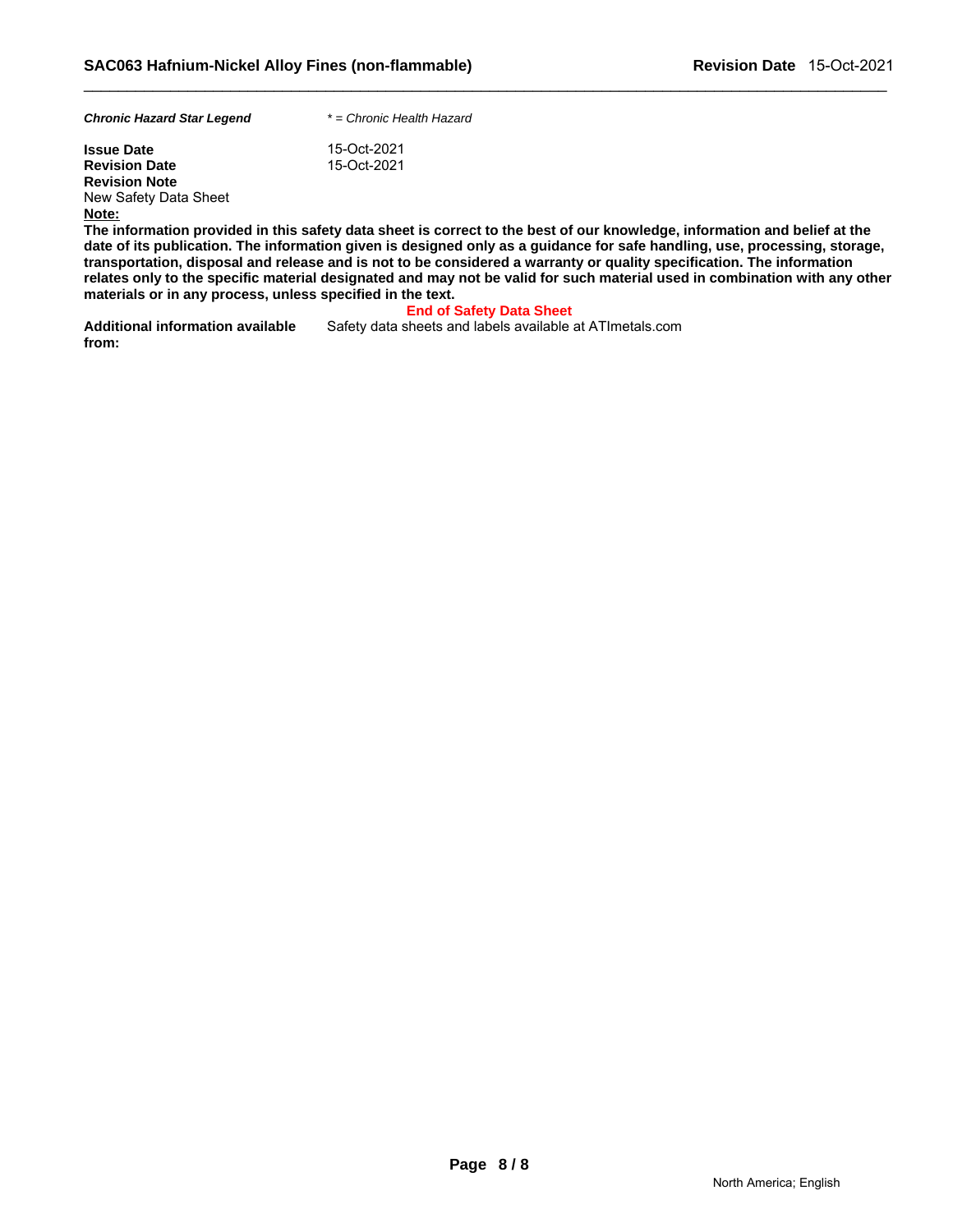***Chronic Hazard Star Legend*** *\* = Chronic Health Hazard*

**Issue Date** 15-Oct-2021
**Revision Date** 15-Oct-2021
**Revision Note**
New Safety Data Sheet

**Note:**

**The information provided in this safety data sheet is correct to the best of our knowledge, information and belief at the date of its publication. The information given is designed only as a guidance for safe handling, use, processing, storage, transportation, disposal and release and is not to be considered a warranty or quality specification. The information relates only to the specific material designated and may not be valid for such material used in combination with any other materials or in any process, unless specified in the text.**

**End of Safety Data Sheet**

**Additional information available from:** Safety data sheets and labels available at ATImetals.com